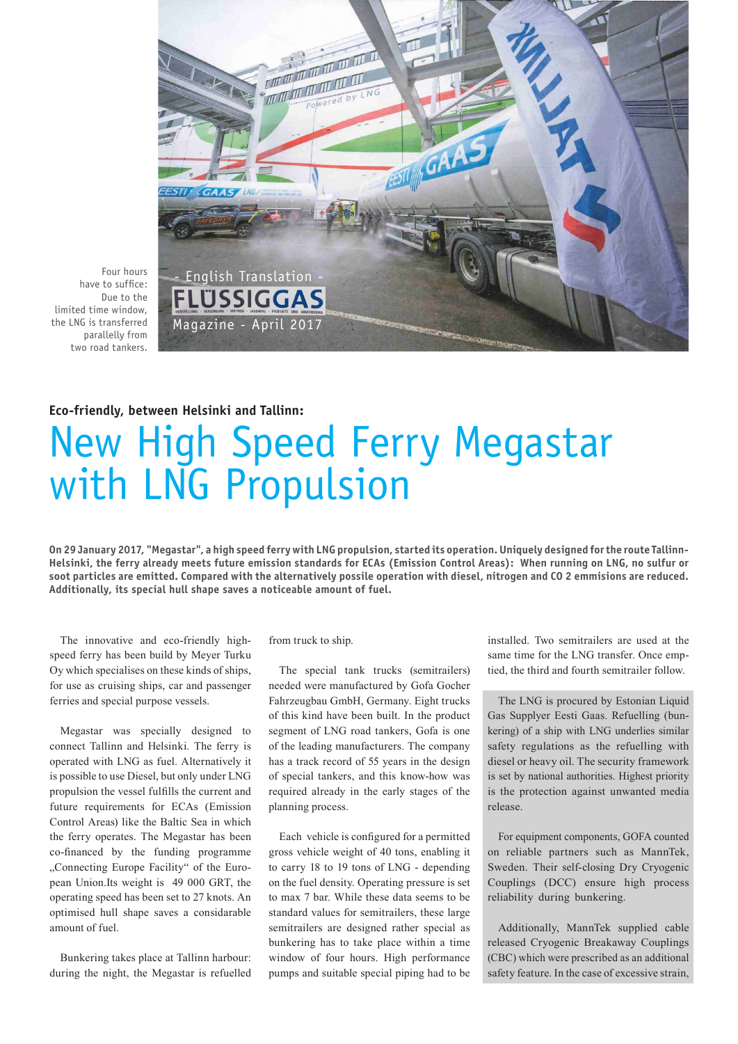Four hours have to suffice: Due to the limited time window, the LNG is transferred parallelly from two road tankers.

- English Translation -

FLÜSSIGGAS Magazine - April 2017

**Eco-friendly, between Helsinki and Tallinn:**

# New High Speed Ferry Megastar with LNG Propulsion

**On 29 January 2017, "Megastar", a high speed ferry with LNG propulsion, started its operation. Uniquely designed for the route Tallinn-Helsinki, the ferry already meets future emission standards for ECAs (Emission Control Areas): When running on LNG, no sulfur or soot particles are emitted. Compared with the alternatively possile operation with diesel, nitrogen and CO 2 emmisions are reduced. Additionally, its special hull shape saves a noticeable amount of fuel.**

The innovative and eco-friendly high-speed ferry has been build by Meyer Turku Oy which specialises on these kinds of ships, for use as cruising ships, car and passenger ferries and special purpose vessels.

Megastar was specially designed to connect Tallinn and Helsinki. The ferry is operated with LNG as fuel. Alternatively it is possible to use Diesel, but only under LNG propulsion the vessel fulfills the current and future requirements for ECAs (Emission Control Areas) like the Baltic Sea in which the ferry operates. The Megastar has been co-financed by the funding programme „Connecting Europe Facility“ of the European Union.Its weight is 49 000 GRT, the operating speed has been set to 27 knots. An optimised hull shape saves a considarable amount of fuel.

Bunkering takes place at Tallinn harbour: during the night, the Megastar is refuelled from truck to ship.

The special tank trucks (semitrailers) needed were manufactured by Gofa Gocher Fahrzeugbau GmbH, Germany. Eight trucks of this kind have been built. In the product segment of LNG road tankers, Gofa is one of the leading manufacturers. The company has a track record of 55 years in the design of special tankers, and this know-how was required already in the early stages of the planning process.

Each vehicle is configured for a permitted gross vehicle weight of 40 tons, enabling it to carry 18 to 19 tons of LNG - depending on the fuel density. Operating pressure is set to max 7 bar. While these data seems to be standard values for semitrailers, these large semitrailers are designed rather special as bunkering has to take place within a time window of four hours. High performance pumps and suitable special piping had to be installed. Two semitrailers are used at the same time for the LNG transfer. Once emptied, the third and fourth semitrailer follow.

The LNG is procured by Estonian Liquid Gas Supplyer Eesti Gaas. Refuelling (bunkering) of a ship with LNG underlies similar safety regulations as the refuelling with diesel or heavy oil. The security framework is set by national authorities. Highest priority is the protection against unwanted media release.

For equipment components, GOFA counted on reliable partners such as MannTek, Sweden. Their self-closing Dry Cryogenic Couplings (DCC) ensure high process reliability during bunkering.

Additionally, MannTek supplied cable released Cryogenic Breakaway Couplings (CBC) which were prescribed as an additional safety feature. In the case of excessive strain,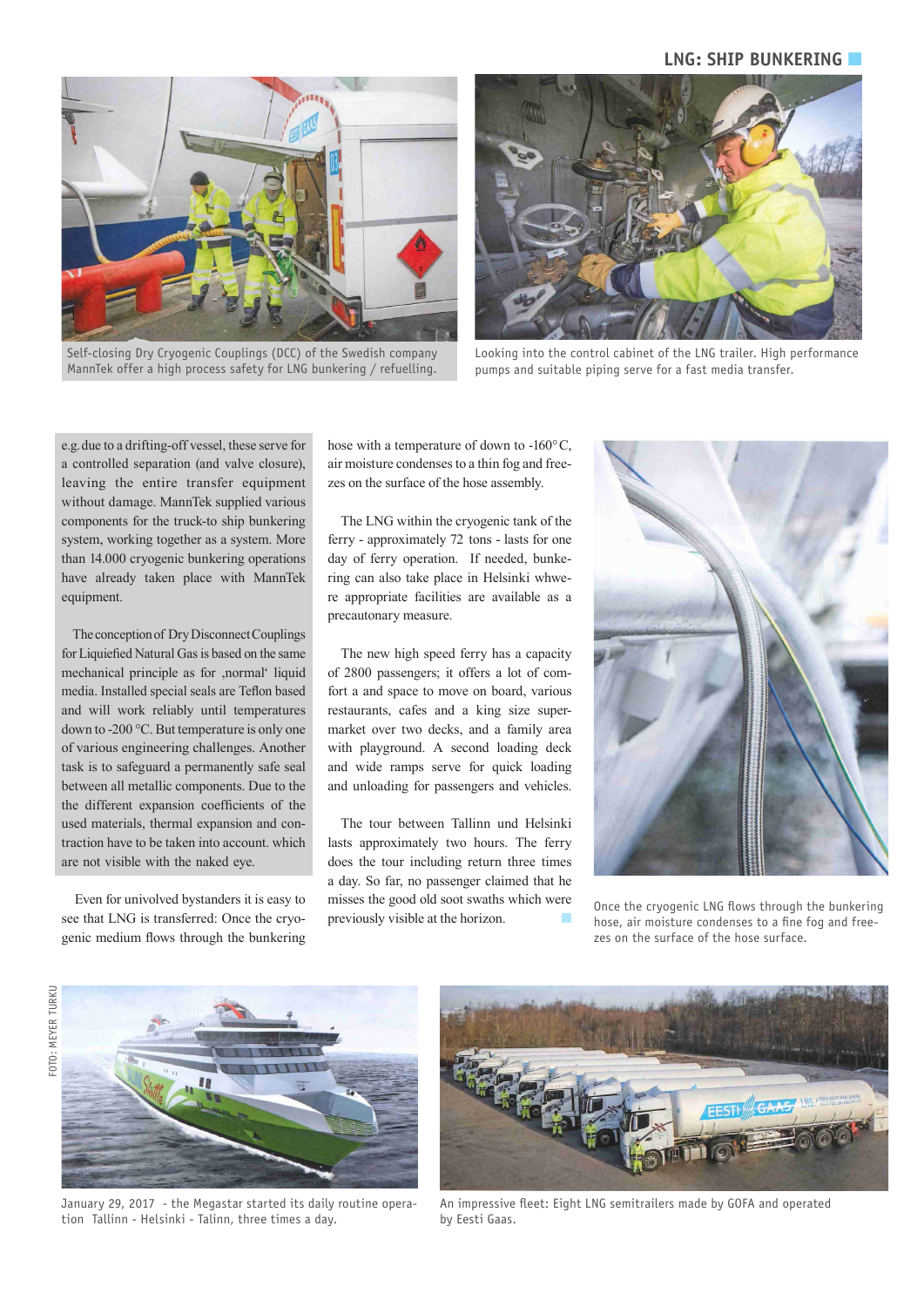Self-closing Dry Cryogenic Couplings (DCC) of the Swedish company MannTek offer a high process safety for LNG bunkering / refuelling.

Looking into the control cabinet of the LNG trailer. High performance pumps and suitable piping serve for a fast media transfer.

e.g. due to a drifting-off vessel, these serve for a controlled separation (and valve closure), leaving the entire transfer equipment without damage. MannTek supplied various components for the truck-to ship bunkering system, working together as a system. More than 14.000 cryogenic bunkering operations have already taken place with MannTek equipment.

The conception of Dry Disconnect Couplings for Liquiefied Natural Gas is based on the same mechanical principle as for ‚normal' liquid media. Installed special seals are Teflon based and will work reliably until temperatures down to -200 °C. But temperature is only one of various engineering challenges. Another task is to safeguard a permanently safe seal between all metallic components. Due to the the different expansion coefficients of the used materials, thermal expansion and contraction have to be taken into account. which are not visible with the naked eye.

Even for uninvolved bystanders it is easy to see that LNG is transferred: Once the cryogenic medium flows through the bunkering hose with a temperature of down to -160° C, air moisture condenses to a thin fog and freezes on the surface of the hose assembly.

The LNG within the cryogenic tank of the ferry - approximately 72 tons - lasts for one day of ferry operation. If needed, bunkering can also take place in Helsinki whwere appropriate facilities are available as a precautonary measure.

The new high speed ferry has a capacity of 2800 passengers; it offers a lot of comfort a and space to move on board, various restaurants, cafes and a king size supermarket over two decks, and a family area with playground. A second loading deck and wide ramps serve for quick loading and unloading for passengers and vehicles.

The tour between Tallinn und Helsinki lasts approximately two hours. The ferry does the tour including return three times a day. So far, no passenger claimed that he misses the good old soot swaths which were previously visible at the horizon.

Once the cryogenic LNG flows through the bunkering hose, air moisture condenses to a fine fog and freezes on the surface of the hose surface.

FOTO: MEYER TURKU

January 29, 2017 - the Megastar started its daily routine operation Tallinn - Helsinki - Talinn, three times a day.

An impressive fleet: Eight LNG semitrailers made by GOFA and operated by Eesti Gaas.